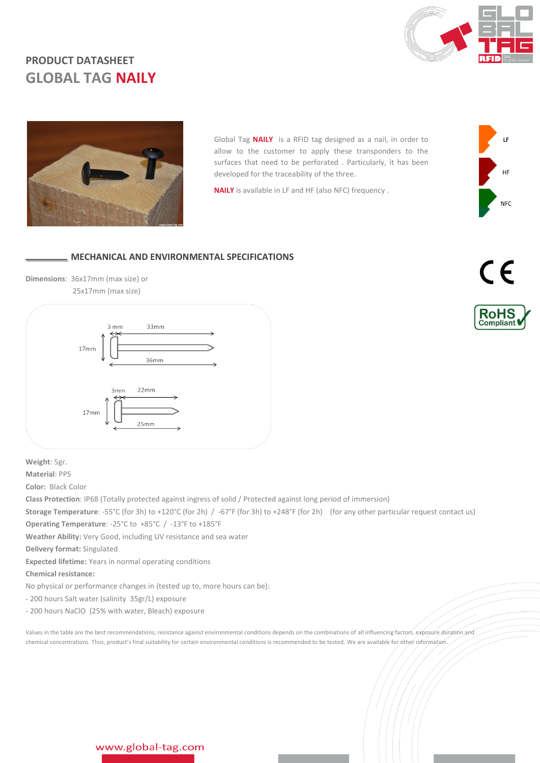PRODUCT DATASHEET

# GLOBAL TAG **NAILY**

Global Tag **NAILY** is a RFID tag designed as a nail, in order to allow to the customer to apply these transponders to the surfaces that need to be perforated . Particularly, it has been developed for the traceability of the three.

**NAILY** is available in LF and HF (also NFC) frequency .

LF

HF

NFC

## MECHANICAL AND ENVIRONMENTAL SPECIFICATIONS

**Dimensions**: 36x17mm (max size) or
25x17mm (max size)

3 mm 33mm
17mm
36mm

3mm 22mm
17mm
25mm

**Weight**: 5gr.
**Material**: PPS
**Color:** Black Color
**Class Protection**: IP68 (Totally protected against ingress of solid / Protected against long period of immersion)
**Storage Temperature**: -55°C (for 3h) to +120°C (for 2h) / -67°F (for 3h) to +248°F (for 2h) (for any other particular request contact us)
**Operating Temperature**: -25°C to +85°C / -13°F to +185°F
**Weather Ability:** Very Good, including UV resistance and sea water
**Delivery format:** Singulated
**Expected lifetime:** Years in normal operating conditions
**Chemical resistance:**
No physical or performance changes in (tested up to, more hours can be):
- 200 hours Salt water (salinity 35gr/L) exposure
- 200 hours NaClO (25% with water, Bleach) exposure

Values in the table are the best recommendations; resistance against environmental conditions depends on the combinations of all influencing factors, exposure duration and chemical concentrations. Thus, product's final suitability for certain environmental conditions is recommended to be tested. We are available for other information.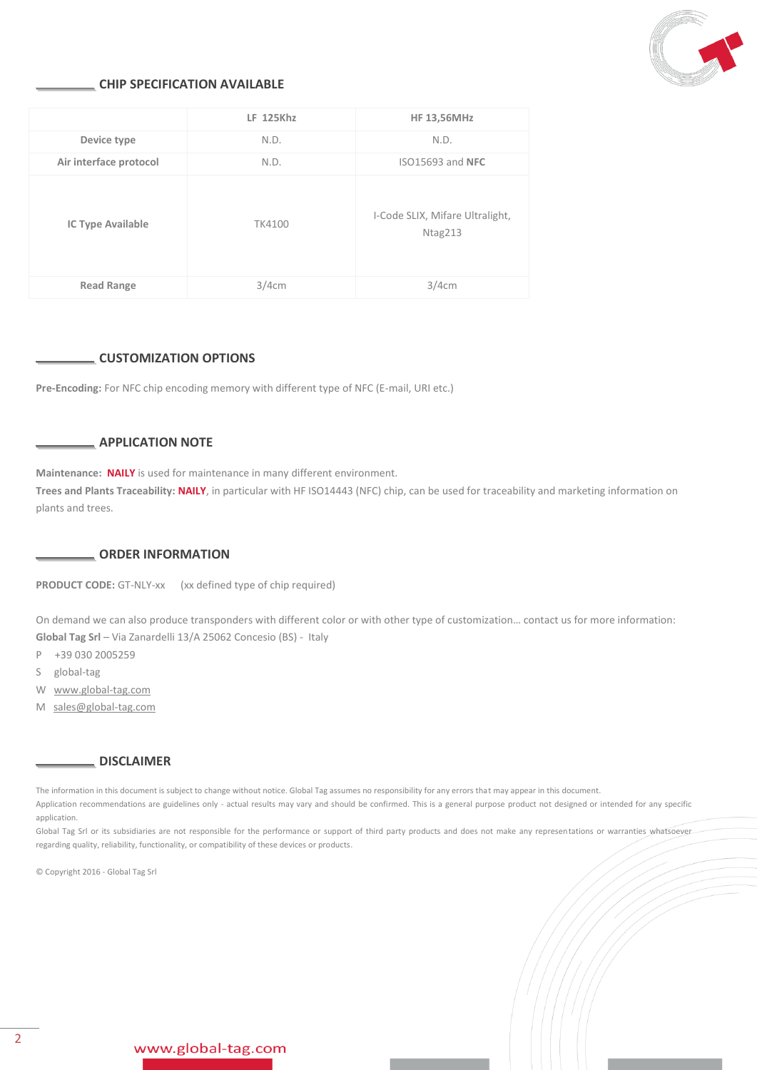## CHIP SPECIFICATION AVAILABLE

| | LF 125Khz | HF 13,56MHz |
|---|---|---|
| **Device type** | N.D. | N.D. |
| **Air interface protocol** | N.D. | ISO15693 and **NFC** |
| **IC Type Available** | TK4100 | I-Code SLIX, Mifare Ultralight, Ntag213 |
| **Read Range** | 3/4cm | 3/4cm |

## CUSTOMIZATION OPTIONS

**Pre-Encoding:** For NFC chip encoding memory with different type of NFC (E-mail, URI etc.)

## APPLICATION NOTE

**Maintenance:** **NAILY** is used for maintenance in many different environment.
**Trees and Plants Traceability:** **NAILY**, in particular with HF ISO14443 (NFC) chip, can be used for traceability and marketing information on plants and trees.

## ORDER INFORMATION

**PRODUCT CODE:** GT-NLY-xx (xx defined type of chip required)

On demand we can also produce transponders with different color or with other type of customization… contact us for more information:
**Global Tag Srl** – Via Zanardelli 13/A 25062 Concesio (BS) - Italy

P +39 030 2005259
S global-tag
W www.global-tag.com
M sales@global-tag.com

## DISCLAIMER

The information in this document is subject to change without notice. Global Tag assumes no responsibility for any errors that may appear in this document.
Application recommendations are guidelines only - actual results may vary and should be confirmed. This is a general purpose product not designed or intended for any specific application.
Global Tag Srl or its subsidiaries are not responsible for the performance or support of third party products and does not make any representations or warranties whatsoever regarding quality, reliability, functionality, or compatibility of these devices or products.

© Copyright 2016 - Global Tag Srl